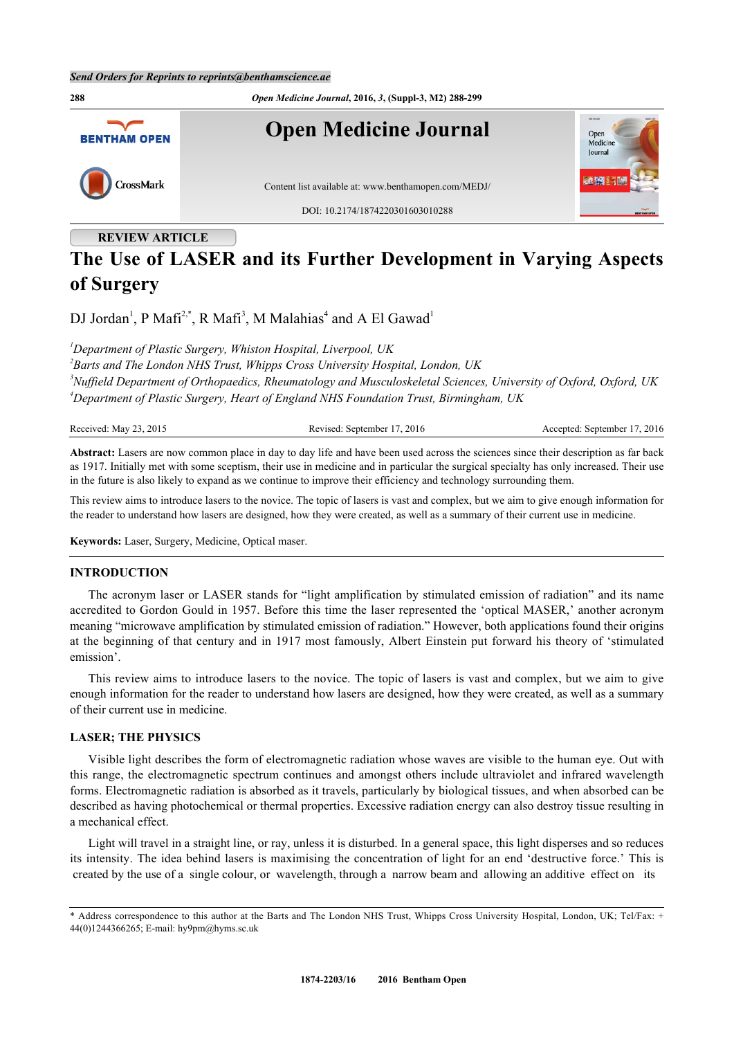REVIEW ARTICLE

# The Use of LASER and its Further Development in Varying Aspects of Surgery

DJ Jordan[1], P Mafi[2,*], R Mafi[3], M Malahias[4] and A El Gawad[1]

*[1]Department of Plastic Surgery, Whiston Hospital, Liverpool, UK*
*[2]Barts and The London NHS Trust, Whipps Cross University Hospital, London, UK*
*[3]Nuffield Department of Orthopaedics, Rheumatology and Musculoskeletal Sciences, University of Oxford, Oxford, UK*
*[4]Department of Plastic Surgery, Heart of England NHS Foundation Trust, Birmingham, UK*

Received: May 23, 2015 | Revised: September 17, 2016 | Accepted: September 17, 2016

**Abstract:** Lasers are now common place in day to day life and have been used across the sciences since their description as far back as 1917. Initially met with some sceptism, their use in medicine and in particular the surgical specialty has only increased. Their use in the future is also likely to expand as we continue to improve their efficiency and technology surrounding them.

This review aims to introduce lasers to the novice. The topic of lasers is vast and complex, but we aim to give enough information for the reader to understand how lasers are designed, how they were created, as well as a summary of their current use in medicine.

**Keywords:** Laser, Surgery, Medicine, Optical maser.

## INTRODUCTION

The acronym laser or LASER stands for "light amplification by stimulated emission of radiation" and its name accredited to Gordon Gould in 1957. Before this time the laser represented the 'optical MASER,' another acronym meaning "microwave amplification by stimulated emission of radiation." However, both applications found their origins at the beginning of that century and in 1917 most famously, Albert Einstein put forward his theory of 'stimulated emission'.

This review aims to introduce lasers to the novice. The topic of lasers is vast and complex, but we aim to give enough information for the reader to understand how lasers are designed, how they were created, as well as a summary of their current use in medicine.

## LASER; THE PHYSICS

Visible light describes the form of electromagnetic radiation whose waves are visible to the human eye. Out with this range, the electromagnetic spectrum continues and amongst others include ultraviolet and infrared wavelength forms. Electromagnetic radiation is absorbed as it travels, particularly by biological tissues, and when absorbed can be described as having photochemical or thermal properties. Excessive radiation energy can also destroy tissue resulting in a mechanical effect.

Light will travel in a straight line, or ray, unless it is disturbed. In a general space, this light disperses and so reduces its intensity. The idea behind lasers is maximising the concentration of light for an end 'destructive force.' This is created by the use of a single colour, or wavelength, through a narrow beam and allowing an additive effect on its

* Address correspondence to this author at the Barts and The London NHS Trust, Whipps Cross University Hospital, London, UK; Tel/Fax: +44(0)1244366265; E-mail: hy9pm@hyms.sc.uk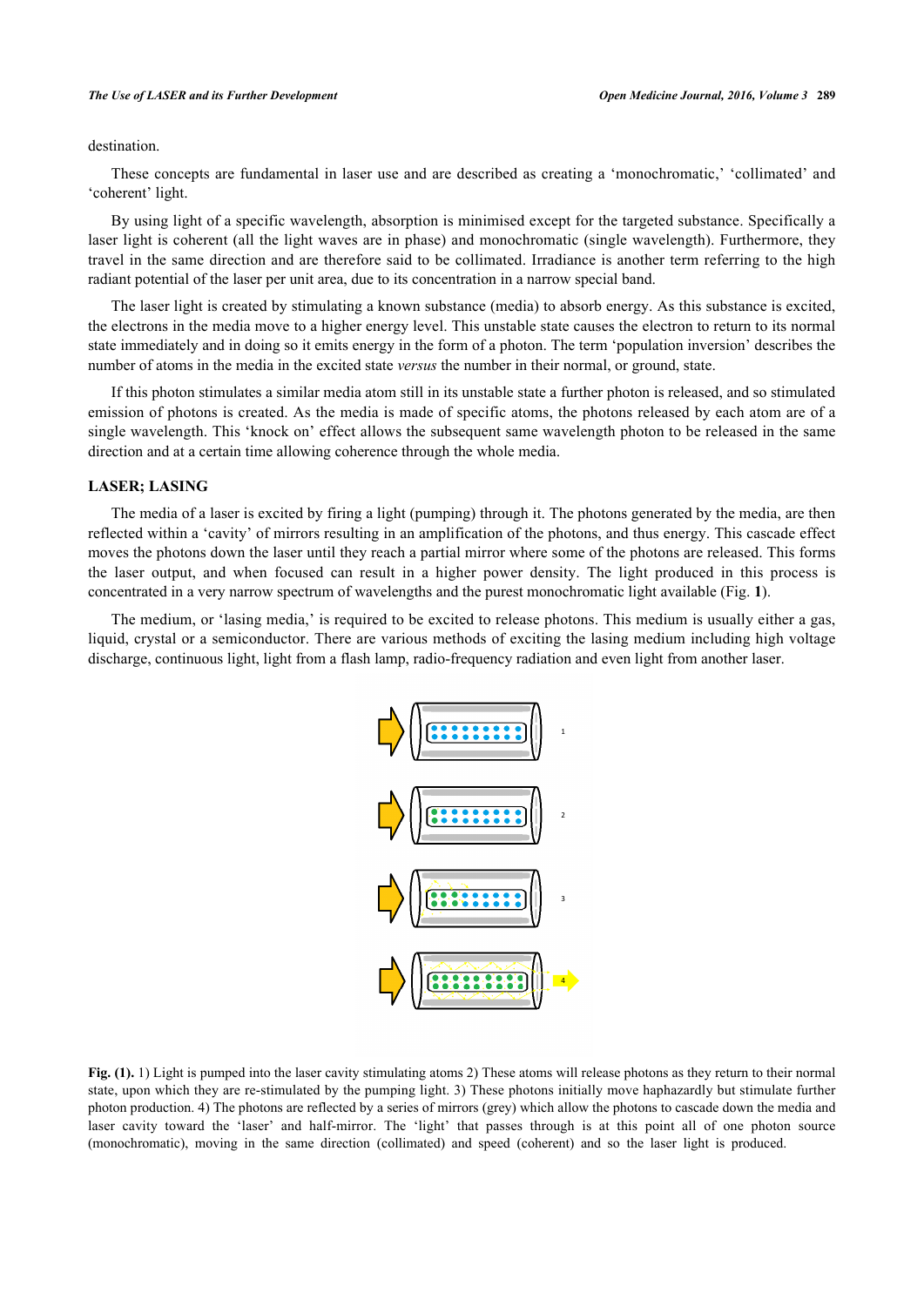destination.

These concepts are fundamental in laser use and are described as creating a 'monochromatic,' 'collimated' and 'coherent' light.

By using light of a specific wavelength, absorption is minimised except for the targeted substance. Specifically a laser light is coherent (all the light waves are in phase) and monochromatic (single wavelength). Furthermore, they travel in the same direction and are therefore said to be collimated. Irradiance is another term referring to the high radiant potential of the laser per unit area, due to its concentration in a narrow special band.

The laser light is created by stimulating a known substance (media) to absorb energy. As this substance is excited, the electrons in the media move to a higher energy level. This unstable state causes the electron to return to its normal state immediately and in doing so it emits energy in the form of a photon. The term 'population inversion' describes the number of atoms in the media in the excited state *versus* the number in their normal, or ground, state.

If this photon stimulates a similar media atom still in its unstable state a further photon is released, and so stimulated emission of photons is created. As the media is made of specific atoms, the photons released by each atom are of a single wavelength. This 'knock on' effect allows the subsequent same wavelength photon to be released in the same direction and at a certain time allowing coherence through the whole media.

## LASER; LASING

The media of a laser is excited by firing a light (pumping) through it. The photons generated by the media, are then reflected within a 'cavity' of mirrors resulting in an amplification of the photons, and thus energy. This cascade effect moves the photons down the laser until they reach a partial mirror where some of the photons are released. This forms the laser output, and when focused can result in a higher power density. The light produced in this process is concentrated in a very narrow spectrum of wavelengths and the purest monochromatic light available (Fig. **1**).

The medium, or 'lasing media,' is required to be excited to release photons. This medium is usually either a gas, liquid, crystal or a semiconductor. There are various methods of exciting the lasing medium including high voltage discharge, continuous light, light from a flash lamp, radio-frequency radiation and even light from another laser.

**Fig. (1).** 1) Light is pumped into the laser cavity stimulating atoms 2) These atoms will release photons as they return to their normal state, upon which they are re-stimulated by the pumping light. 3) These photons initially move haphazardly but stimulate further photon production. 4) The photons are reflected by a series of mirrors (grey) which allow the photons to cascade down the media and laser cavity toward the 'laser' and half-mirror. The 'light' that passes through is at this point all of one photon source (monochromatic), moving in the same direction (collimated) and speed (coherent) and so the laser light is produced.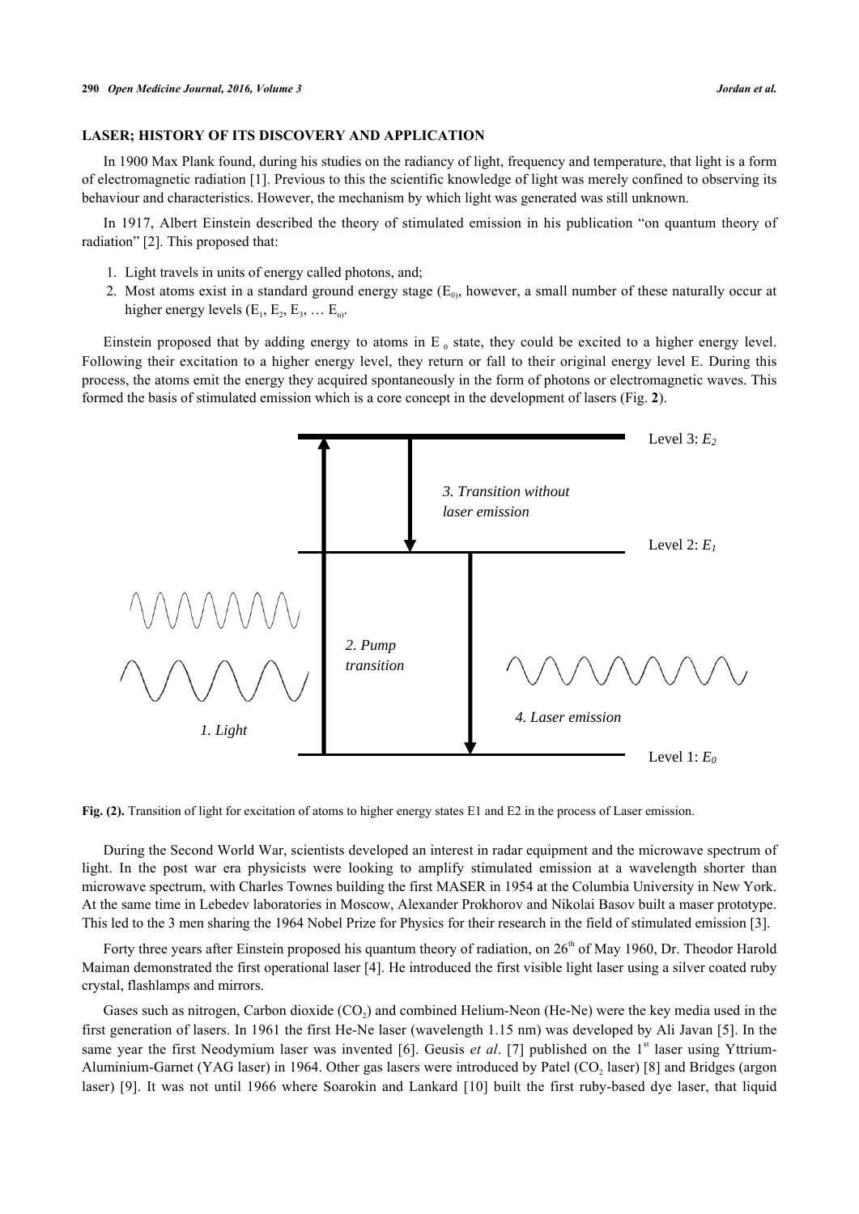## LASER; HISTORY OF ITS DISCOVERY AND APPLICATION

In 1900 Max Plank found, during his studies on the radiancy of light, frequency and temperature, that light is a form of electromagnetic radiation [1]. Previous to this the scientific knowledge of light was merely confined to observing its behaviour and characteristics. However, the mechanism by which light was generated was still unknown.

In 1917, Albert Einstein described the theory of stimulated emission in his publication "on quantum theory of radiation" [2]. This proposed that:

1. Light travels in units of energy called photons, and;
2. Most atoms exist in a standard ground energy stage ($E_0$), however, a small number of these naturally occur at higher energy levels ($E_1$, $E_2$, $E_3$, … $E_n$).

Einstein proposed that by adding energy to atoms in $E_0$ state, they could be excited to a higher energy level. Following their excitation to a higher energy level, they return or fall to their original energy level E. During this process, the atoms emit the energy they acquired spontaneously in the form of photons or electromagnetic waves. This formed the basis of stimulated emission which is a core concept in the development of lasers (Fig. **2**).

Level 3: $E_2$

3. Transition without laser emission

Level 2: $E_1$

2. Pump transition

4. Laser emission

1. Light

Level 1: $E_0$

**Fig. (2).** Transition of light for excitation of atoms to higher energy states E1 and E2 in the process of Laser emission.

During the Second World War, scientists developed an interest in radar equipment and the microwave spectrum of light. In the post war era physicists were looking to amplify stimulated emission at a wavelength shorter than microwave spectrum, with Charles Townes building the first MASER in 1954 at the Columbia University in New York. At the same time in Lebedev laboratories in Moscow, Alexander Prokhorov and Nikolai Basov built a maser prototype. This led to the 3 men sharing the 1964 Nobel Prize for Physics for their research in the field of stimulated emission [3].

Forty three years after Einstein proposed his quantum theory of radiation, on 26th of May 1960, Dr. Theodor Harold Maiman demonstrated the first operational laser [4]. He introduced the first visible light laser using a silver coated ruby crystal, flashlamps and mirrors.

Gases such as nitrogen, Carbon dioxide ($CO_2$) and combined Helium-Neon (He-Ne) were the key media used in the first generation of lasers. In 1961 the first He-Ne laser (wavelength 1.15 nm) was developed by Ali Javan [5]. In the same year the first Neodymium laser was invented [6]. Geusis *et al*. [7] published on the 1st laser using Yttrium-Aluminium-Garnet (YAG laser) in 1964. Other gas lasers were introduced by Patel ($CO_2$ laser) [8] and Bridges (argon laser) [9]. It was not until 1966 where Soarokin and Lankard [10] built the first ruby-based dye laser, that liquid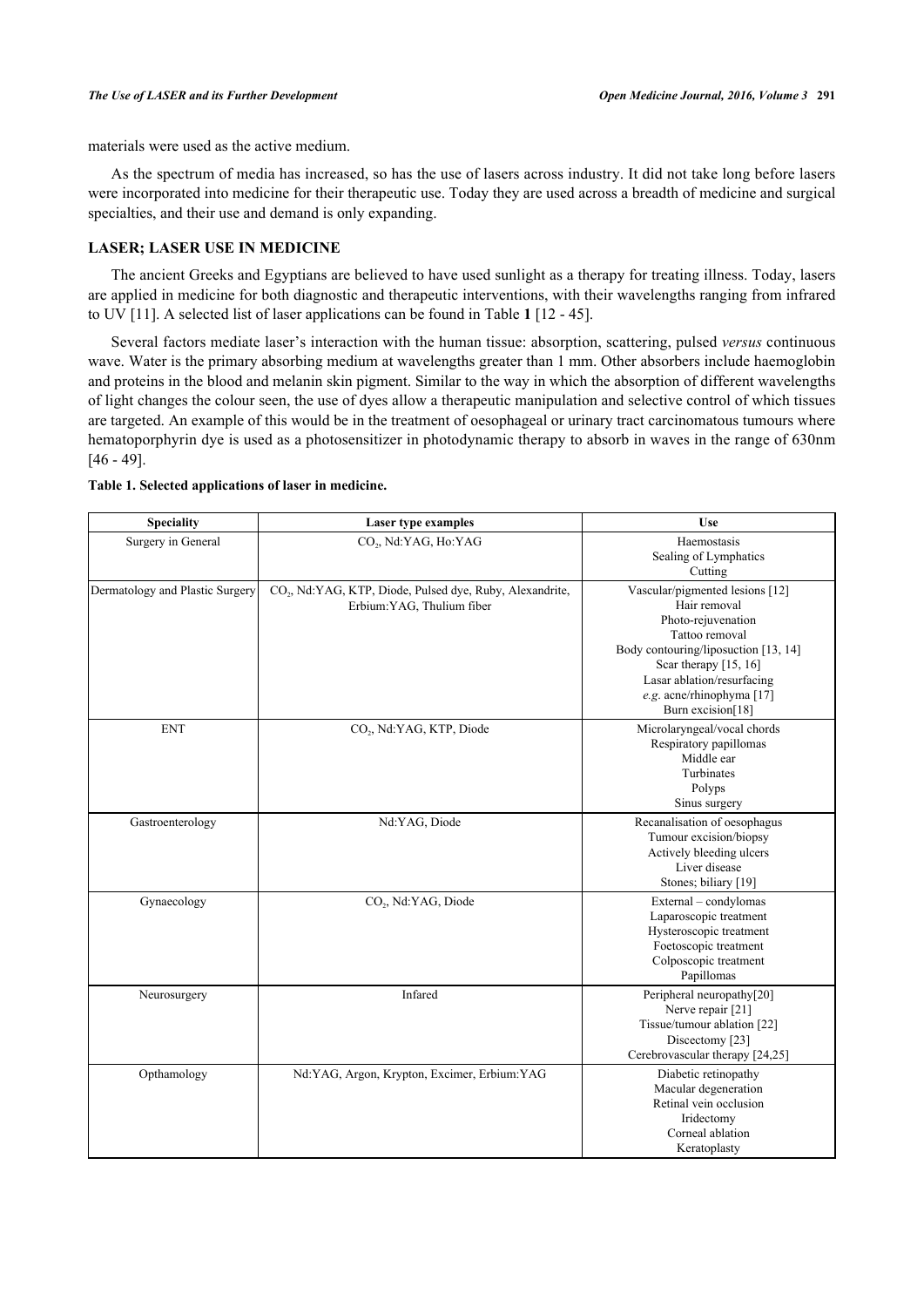materials were used as the active medium.

As the spectrum of media has increased, so has the use of lasers across industry. It did not take long before lasers were incorporated into medicine for their therapeutic use. Today they are used across a breadth of medicine and surgical specialties, and their use and demand is only expanding.

## LASER; LASER USE IN MEDICINE

The ancient Greeks and Egyptians are believed to have used sunlight as a therapy for treating illness. Today, lasers are applied in medicine for both diagnostic and therapeutic interventions, with their wavelengths ranging from infrared to UV [11]. A selected list of laser applications can be found in Table **1** [12 - 45].

Several factors mediate laser's interaction with the human tissue: absorption, scattering, pulsed *versus* continuous wave. Water is the primary absorbing medium at wavelengths greater than 1 mm. Other absorbers include haemoglobin and proteins in the blood and melanin skin pigment. Similar to the way in which the absorption of different wavelengths of light changes the colour seen, the use of dyes allow a therapeutic manipulation and selective control of which tissues are targeted. An example of this would be in the treatment of oesophageal or urinary tract carcinomatous tumours where hematoporphyrin dye is used as a photosensitizer in photodynamic therapy to absorb in waves in the range of 630nm [46 - 49].

**Table 1. Selected applications of laser in medicine.**

| Speciality | Laser type examples | Use |
|---|---|---|
| Surgery in General | $CO_2$, Nd:YAG, Ho:YAG | Haemostasis<br>Sealing of Lymphatics<br>Cutting |
| Dermatology and Plastic Surgery | $CO_2$, Nd:YAG, KTP, Diode, Pulsed dye, Ruby, Alexandrite, Erbium:YAG, Thulium fiber | Vascular/pigmented lesions [12]<br>Hair removal<br>Photo-rejuvenation<br>Tattoo removal<br>Body contouring/liposuction [13, 14]<br>Scar therapy [15, 16]<br>Lasar ablation/resurfacing<br>*e.g.* acne/rhinophyma [17]<br>Burn excision[18] |
| ENT | $CO_2$, Nd:YAG, KTP, Diode | Microlaryngeal/vocal chords<br>Respiratory papillomas<br>Middle ear<br>Turbinates<br>Polyps<br>Sinus surgery |
| Gastroenterology | Nd:YAG, Diode | Recanalisation of oesophagus<br>Tumour excision/biopsy<br>Actively bleeding ulcers<br>Liver disease<br>Stones; biliary [19] |
| Gynaecology | $CO_2$, Nd:YAG, Diode | External – condylomas<br>Laparoscopic treatment<br>Hysteroscopic treatment<br>Foetoscopic treatment<br>Colposcopic treatment<br>Papillomas |
| Neurosurgery | Infared | Peripheral neuropathy[20]<br>Nerve repair [21]<br>Tissue/tumour ablation [22]<br>Discectomy [23]<br>Cerebrovascular therapy [24,25] |
| Opthamology | Nd:YAG, Argon, Krypton, Excimer, Erbium:YAG | Diabetic retinopathy<br>Macular degeneration<br>Retinal vein occlusion<br>Iridectomy<br>Corneal ablation<br>Keratoplasty |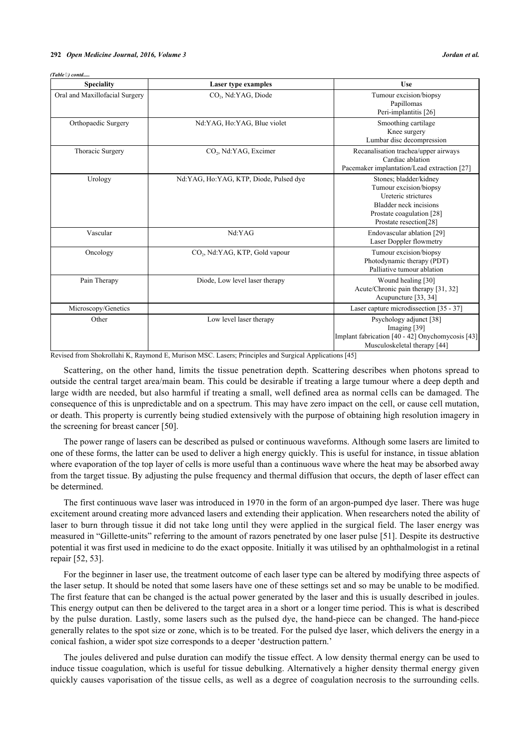*(Table ) contd.....*

| Speciality | Laser type examples | Use |
|---|---|---|
| Oral and Maxillofacial Surgery | $CO_2$, Nd:YAG, Diode | Tumour excision/biopsy<br>Papillomas<br>Peri-implantitis [26] |
| Orthopaedic Surgery | Nd:YAG, Ho:YAG, Blue violet | Smoothing cartilage<br>Knee surgery<br>Lumbar disc decompression |
| Thoracic Surgery | $CO_2$, Nd:YAG, Excimer | Recanalisation trachea/upper airways<br>Cardiac ablation<br>Pacemaker implantation/Lead extraction [27] |
| Urology | Nd:YAG, Ho:YAG, KTP, Diode, Pulsed dye | Stones; bladder/kidney<br>Tumour excision/biopsy<br>Ureteric strictures<br>Bladder neck incisions<br>Prostate coagulation [28]<br>Prostate resection[28] |
| Vascular | Nd:YAG | Endovascular ablation [29]<br>Laser Doppler flowmetry |
| Oncology | $CO_2$, Nd:YAG, KTP, Gold vapour | Tumour excision/biopsy<br>Photodynamic therapy (PDT)<br>Palliative tumour ablation |
| Pain Therapy | Diode, Low level laser therapy | Wound healing [30]<br>Acute/Chronic pain therapy [31, 32]<br>Acupuncture [33, 34] |
| Microscopy/Genetics | | Laser capture microdissection [35 - 37] |
| Other | Low level laser therapy | Psychology adjunct [38]<br>Imaging [39]<br>Implant fabrication [40 - 42] Onychomycosis [43]<br>Musculoskeletal therapy [44] |

Revised from Shokrollahi K, Raymond E, Murison MSC. Lasers; Principles and Surgical Applications [45]

Scattering, on the other hand, limits the tissue penetration depth. Scattering describes when photons spread to outside the central target area/main beam. This could be desirable if treating a large tumour where a deep depth and large width are needed, but also harmful if treating a small, well defined area as normal cells can be damaged. The consequence of this is unpredictable and on a spectrum. This may have zero impact on the cell, or cause cell mutation, or death. This property is currently being studied extensively with the purpose of obtaining high resolution imagery in the screening for breast cancer [50].

The power range of lasers can be described as pulsed or continuous waveforms. Although some lasers are limited to one of these forms, the latter can be used to deliver a high energy quickly. This is useful for instance, in tissue ablation where evaporation of the top layer of cells is more useful than a continuous wave where the heat may be absorbed away from the target tissue. By adjusting the pulse frequency and thermal diffusion that occurs, the depth of laser effect can be determined.

The first continuous wave laser was introduced in 1970 in the form of an argon-pumped dye laser. There was huge excitement around creating more advanced lasers and extending their application. When researchers noted the ability of laser to burn through tissue it did not take long until they were applied in the surgical field. The laser energy was measured in "Gillette-units" referring to the amount of razors penetrated by one laser pulse [51]. Despite its destructive potential it was first used in medicine to do the exact opposite. Initially it was utilised by an ophthalmologist in a retinal repair [52, 53].

For the beginner in laser use, the treatment outcome of each laser type can be altered by modifying three aspects of the laser setup. It should be noted that some lasers have one of these settings set and so may be unable to be modified. The first feature that can be changed is the actual power generated by the laser and this is usually described in joules. This energy output can then be delivered to the target area in a short or a longer time period. This is what is described by the pulse duration. Lastly, some lasers such as the pulsed dye, the hand-piece can be changed. The hand-piece generally relates to the spot size or zone, which is to be treated. For the pulsed dye laser, which delivers the energy in a conical fashion, a wider spot size corresponds to a deeper 'destruction pattern.'

The joules delivered and pulse duration can modify the tissue effect. A low density thermal energy can be used to induce tissue coagulation, which is useful for tissue debulking. Alternatively a higher density thermal energy given quickly causes vaporisation of the tissue cells, as well as a degree of coagulation necrosis to the surrounding cells.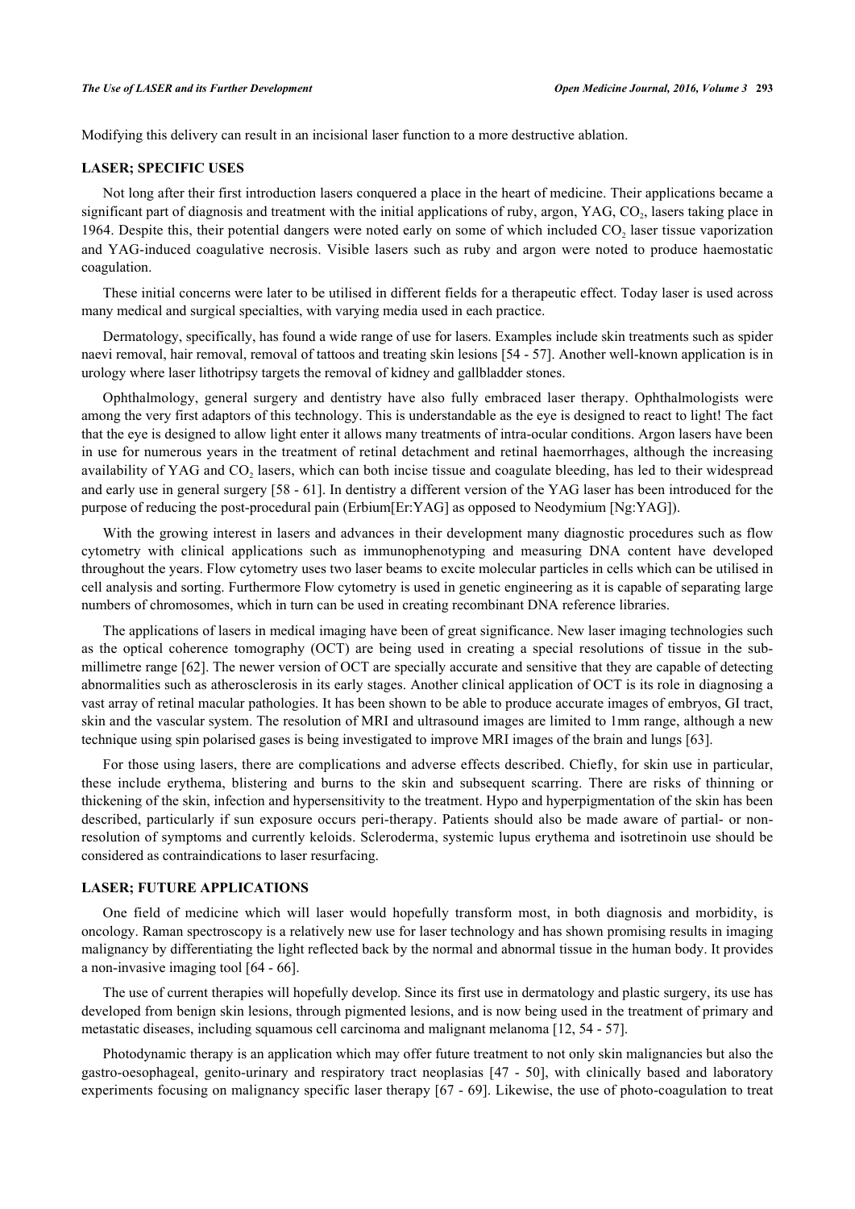Modifying this delivery can result in an incisional laser function to a more destructive ablation.

## LASER; SPECIFIC USES

Not long after their first introduction lasers conquered a place in the heart of medicine. Their applications became a significant part of diagnosis and treatment with the initial applications of ruby, argon, YAG, $CO_2$, lasers taking place in 1964. Despite this, their potential dangers were noted early on some of which included $CO_2$ laser tissue vaporization and YAG-induced coagulative necrosis. Visible lasers such as ruby and argon were noted to produce haemostatic coagulation.

These initial concerns were later to be utilised in different fields for a therapeutic effect. Today laser is used across many medical and surgical specialties, with varying media used in each practice.

Dermatology, specifically, has found a wide range of use for lasers. Examples include skin treatments such as spider naevi removal, hair removal, removal of tattoos and treating skin lesions [54 - 57]. Another well-known application is in urology where laser lithotripsy targets the removal of kidney and gallbladder stones.

Ophthalmology, general surgery and dentistry have also fully embraced laser therapy. Ophthalmologists were among the very first adaptors of this technology. This is understandable as the eye is designed to react to light! The fact that the eye is designed to allow light enter it allows many treatments of intra-ocular conditions. Argon lasers have been in use for numerous years in the treatment of retinal detachment and retinal haemorrhages, although the increasing availability of YAG and $CO_2$ lasers, which can both incise tissue and coagulate bleeding, has led to their widespread and early use in general surgery [58 - 61]. In dentistry a different version of the YAG laser has been introduced for the purpose of reducing the post-procedural pain (Erbium[Er:YAG] as opposed to Neodymium [Ng:YAG]).

With the growing interest in lasers and advances in their development many diagnostic procedures such as flow cytometry with clinical applications such as immunophenotyping and measuring DNA content have developed throughout the years. Flow cytometry uses two laser beams to excite molecular particles in cells which can be utilised in cell analysis and sorting. Furthermore Flow cytometry is used in genetic engineering as it is capable of separating large numbers of chromosomes, which in turn can be used in creating recombinant DNA reference libraries.

The applications of lasers in medical imaging have been of great significance. New laser imaging technologies such as the optical coherence tomography (OCT) are being used in creating a special resolutions of tissue in the sub-millimetre range [62]. The newer version of OCT are specially accurate and sensitive that they are capable of detecting abnormalities such as atherosclerosis in its early stages. Another clinical application of OCT is its role in diagnosing a vast array of retinal macular pathologies. It has been shown to be able to produce accurate images of embryos, GI tract, skin and the vascular system. The resolution of MRI and ultrasound images are limited to 1mm range, although a new technique using spin polarised gases is being investigated to improve MRI images of the brain and lungs [63].

For those using lasers, there are complications and adverse effects described. Chiefly, for skin use in particular, these include erythema, blistering and burns to the skin and subsequent scarring. There are risks of thinning or thickening of the skin, infection and hypersensitivity to the treatment. Hypo and hyperpigmentation of the skin has been described, particularly if sun exposure occurs peri-therapy. Patients should also be made aware of partial- or non-resolution of symptoms and currently keloids. Scleroderma, systemic lupus erythema and isotretinoin use should be considered as contraindications to laser resurfacing.

## LASER; FUTURE APPLICATIONS

One field of medicine which will laser would hopefully transform most, in both diagnosis and morbidity, is oncology. Raman spectroscopy is a relatively new use for laser technology and has shown promising results in imaging malignancy by differentiating the light reflected back by the normal and abnormal tissue in the human body. It provides a non-invasive imaging tool [64 - 66].

The use of current therapies will hopefully develop. Since its first use in dermatology and plastic surgery, its use has developed from benign skin lesions, through pigmented lesions, and is now being used in the treatment of primary and metastatic diseases, including squamous cell carcinoma and malignant melanoma [12, 54 - 57].

Photodynamic therapy is an application which may offer future treatment to not only skin malignancies but also the gastro-oesophageal, genito-urinary and respiratory tract neoplasias [47 - 50], with clinically based and laboratory experiments focusing on malignancy specific laser therapy [67 - 69]. Likewise, the use of photo-coagulation to treat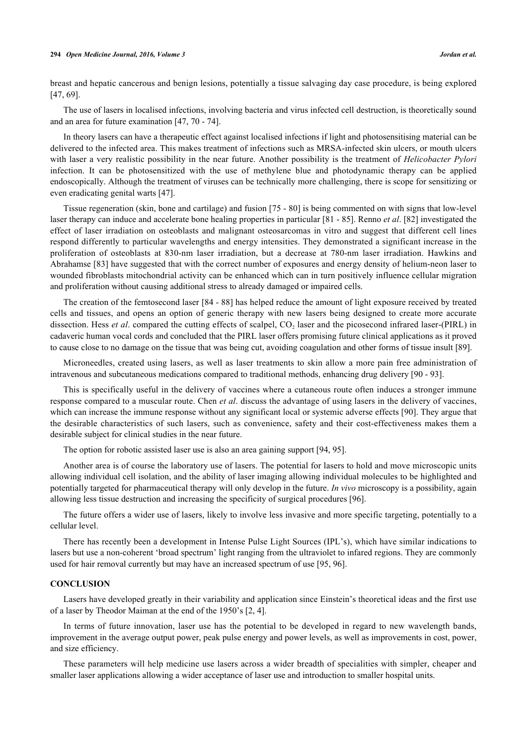breast and hepatic cancerous and benign lesions, potentially a tissue salvaging day case procedure, is being explored [47, 69].

The use of lasers in localised infections, involving bacteria and virus infected cell destruction, is theoretically sound and an area for future examination [47, 70 - 74].

In theory lasers can have a therapeutic effect against localised infections if light and photosensitising material can be delivered to the infected area. This makes treatment of infections such as MRSA-infected skin ulcers, or mouth ulcers with laser a very realistic possibility in the near future. Another possibility is the treatment of *Helicobacter Pylori* infection. It can be photosensitized with the use of methylene blue and photodynamic therapy can be applied endoscopically. Although the treatment of viruses can be technically more challenging, there is scope for sensitizing or even eradicating genital warts [47].

Tissue regeneration (skin, bone and cartilage) and fusion [75 - 80] is being commented on with signs that low-level laser therapy can induce and accelerate bone healing properties in particular [81 - 85]. Renno *et al*. [82] investigated the effect of laser irradiation on osteoblasts and malignant osteosarcomas in vitro and suggest that different cell lines respond differently to particular wavelengths and energy intensities. They demonstrated a significant increase in the proliferation of osteoblasts at 830-nm laser irradiation, but a decrease at 780-nm laser irradiation. Hawkins and Abrahamse [83] have suggested that with the correct number of exposures and energy density of helium-neon laser to wounded fibroblasts mitochondrial activity can be enhanced which can in turn positively influence cellular migration and proliferation without causing additional stress to already damaged or impaired cells.

The creation of the femtosecond laser [84 - 88] has helped reduce the amount of light exposure received by treated cells and tissues, and opens an option of generic therapy with new lasers being designed to create more accurate dissection. Hess *et al*. compared the cutting effects of scalpel, $CO_2$ laser and the picosecond infrared laser-(PIRL) in cadaveric human vocal cords and concluded that the PIRL laser offers promising future clinical applications as it proved to cause close to no damage on the tissue that was being cut, avoiding coagulation and other forms of tissue insult [89].

Microneedles, created using lasers, as well as laser treatments to skin allow a more pain free administration of intravenous and subcutaneous medications compared to traditional methods, enhancing drug delivery [90 - 93].

This is specifically useful in the delivery of vaccines where a cutaneous route often induces a stronger immune response compared to a muscular route. Chen *et al*. discuss the advantage of using lasers in the delivery of vaccines, which can increase the immune response without any significant local or systemic adverse effects [90]. They argue that the desirable characteristics of such lasers, such as convenience, safety and their cost-effectiveness makes them a desirable subject for clinical studies in the near future.

The option for robotic assisted laser use is also an area gaining support [94, 95].

Another area is of course the laboratory use of lasers. The potential for lasers to hold and move microscopic units allowing individual cell isolation, and the ability of laser imaging allowing individual molecules to be highlighted and potentially targeted for pharmaceutical therapy will only develop in the future. *In vivo* microscopy is a possibility, again allowing less tissue destruction and increasing the specificity of surgical procedures [96].

The future offers a wider use of lasers, likely to involve less invasive and more specific targeting, potentially to a cellular level.

There has recently been a development in Intense Pulse Light Sources (IPL's), which have similar indications to lasers but use a non-coherent 'broad spectrum' light ranging from the ultraviolet to infared regions. They are commonly used for hair removal currently but may have an increased spectrum of use [95, 96].

## CONCLUSION

Lasers have developed greatly in their variability and application since Einstein's theoretical ideas and the first use of a laser by Theodor Maiman at the end of the 1950's [2, 4].

In terms of future innovation, laser use has the potential to be developed in regard to new wavelength bands, improvement in the average output power, peak pulse energy and power levels, as well as improvements in cost, power, and size efficiency.

These parameters will help medicine use lasers across a wider breadth of specialities with simpler, cheaper and smaller laser applications allowing a wider acceptance of laser use and introduction to smaller hospital units.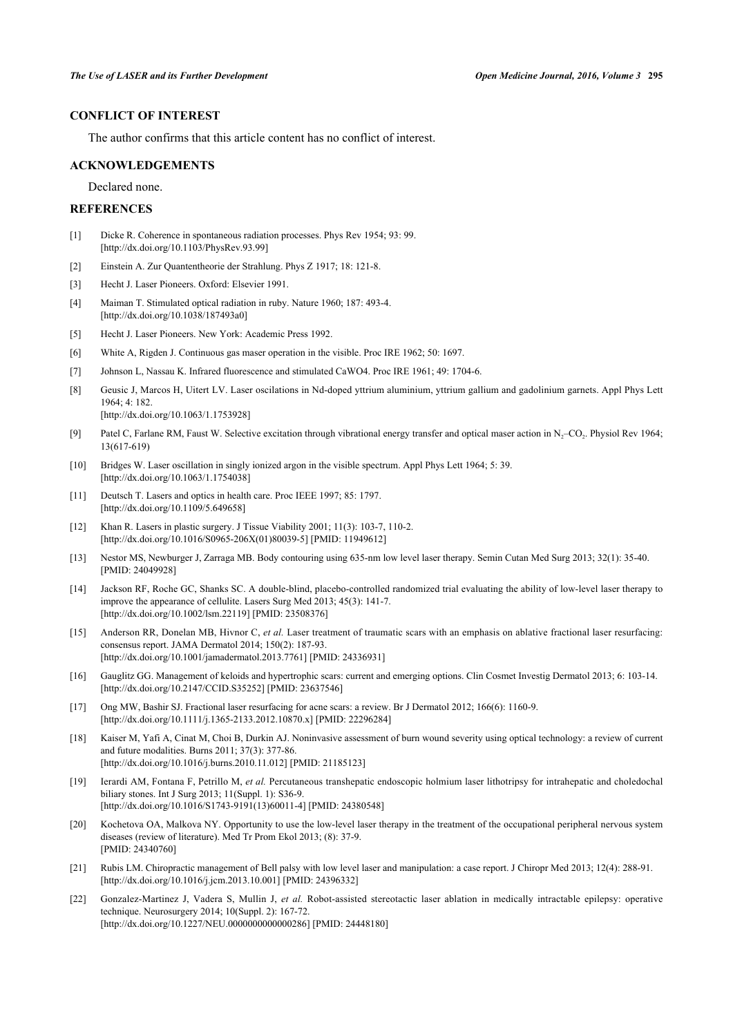## CONFLICT OF INTEREST

The author confirms that this article content has no conflict of interest.

## ACKNOWLEDGEMENTS

Declared none.

## REFERENCES

[1] Dicke R. Coherence in spontaneous radiation processes. Phys Rev 1954; 93: 99. [http://dx.doi.org/10.1103/PhysRev.93.99]

[2] Einstein A. Zur Quantentheorie der Strahlung. Phys Z 1917; 18: 121-8.

[3] Hecht J. Laser Pioneers. Oxford: Elsevier 1991.

[4] Maiman T. Stimulated optical radiation in ruby. Nature 1960; 187: 493-4. [http://dx.doi.org/10.1038/187493a0]

[5] Hecht J. Laser Pioneers. New York: Academic Press 1992.

[6] White A, Rigden J. Continuous gas maser operation in the visible. Proc IRE 1962; 50: 1697.

[7] Johnson L, Nassau K. Infrared fluorescence and stimulated CaWO4. Proc IRE 1961; 49: 1704-6.

[8] Geusic J, Marcos H, Uitert LV. Laser oscilations in Nd-doped yttrium aluminium, yttrium gallium and gadolinium garnets. Appl Phys Lett 1964; 4: 182. [http://dx.doi.org/10.1063/1.1753928]

[9] Patel C, Farlane RM, Faust W. Selective excitation through vibrational energy transfer and optical maser action in $N_2$–$CO_2$. Physiol Rev 1964; 13(617-619)

[10] Bridges W. Laser oscillation in singly ionized argon in the visible spectrum. Appl Phys Lett 1964; 5: 39. [http://dx.doi.org/10.1063/1.1754038]

[11] Deutsch T. Lasers and optics in health care. Proc IEEE 1997; 85: 1797. [http://dx.doi.org/10.1109/5.649658]

[12] Khan R. Lasers in plastic surgery. J Tissue Viability 2001; 11(3): 103-7, 110-2. [http://dx.doi.org/10.1016/S0965-206X(01)80039-5] [PMID: 11949612]

[13] Nestor MS, Newburger J, Zarraga MB. Body contouring using 635-nm low level laser therapy. Semin Cutan Med Surg 2013; 32(1): 35-40. [PMID: 24049928]

[14] Jackson RF, Roche GC, Shanks SC. A double-blind, placebo-controlled randomized trial evaluating the ability of low-level laser therapy to improve the appearance of cellulite. Lasers Surg Med 2013; 45(3): 141-7. [http://dx.doi.org/10.1002/lsm.22119] [PMID: 23508376]

[15] Anderson RR, Donelan MB, Hivnor C, *et al.* Laser treatment of traumatic scars with an emphasis on ablative fractional laser resurfacing: consensus report. JAMA Dermatol 2014; 150(2): 187-93. [http://dx.doi.org/10.1001/jamadermatol.2013.7761] [PMID: 24336931]

[16] Gauglitz GG. Management of keloids and hypertrophic scars: current and emerging options. Clin Cosmet Investig Dermatol 2013; 6: 103-14. [http://dx.doi.org/10.2147/CCID.S35252] [PMID: 23637546]

[17] Ong MW, Bashir SJ. Fractional laser resurfacing for acne scars: a review. Br J Dermatol 2012; 166(6): 1160-9. [http://dx.doi.org/10.1111/j.1365-2133.2012.10870.x] [PMID: 22296284]

[18] Kaiser M, Yafi A, Cinat M, Choi B, Durkin AJ. Noninvasive assessment of burn wound severity using optical technology: a review of current and future modalities. Burns 2011; 37(3): 377-86. [http://dx.doi.org/10.1016/j.burns.2010.11.012] [PMID: 21185123]

[19] Ierardi AM, Fontana F, Petrillo M, *et al.* Percutaneous transhepatic endoscopic holmium laser lithotripsy for intrahepatic and choledochal biliary stones. Int J Surg 2013; 11(Suppl. 1): S36-9. [http://dx.doi.org/10.1016/S1743-9191(13)60011-4] [PMID: 24380548]

[20] Kochetova OA, Malkova NY. Opportunity to use the low-level laser therapy in the treatment of the occupational peripheral nervous system diseases (review of literature). Med Tr Prom Ekol 2013; (8): 37-9. [PMID: 24340760]

[21] Rubis LM. Chiropractic management of Bell palsy with low level laser and manipulation: a case report. J Chiropr Med 2013; 12(4): 288-91. [http://dx.doi.org/10.1016/j.jcm.2013.10.001] [PMID: 24396332]

[22] Gonzalez-Martinez J, Vadera S, Mullin J, *et al.* Robot-assisted stereotactic laser ablation in medically intractable epilepsy: operative technique. Neurosurgery 2014; 10(Suppl. 2): 167-72. [http://dx.doi.org/10.1227/NEU.0000000000000286] [PMID: 24448180]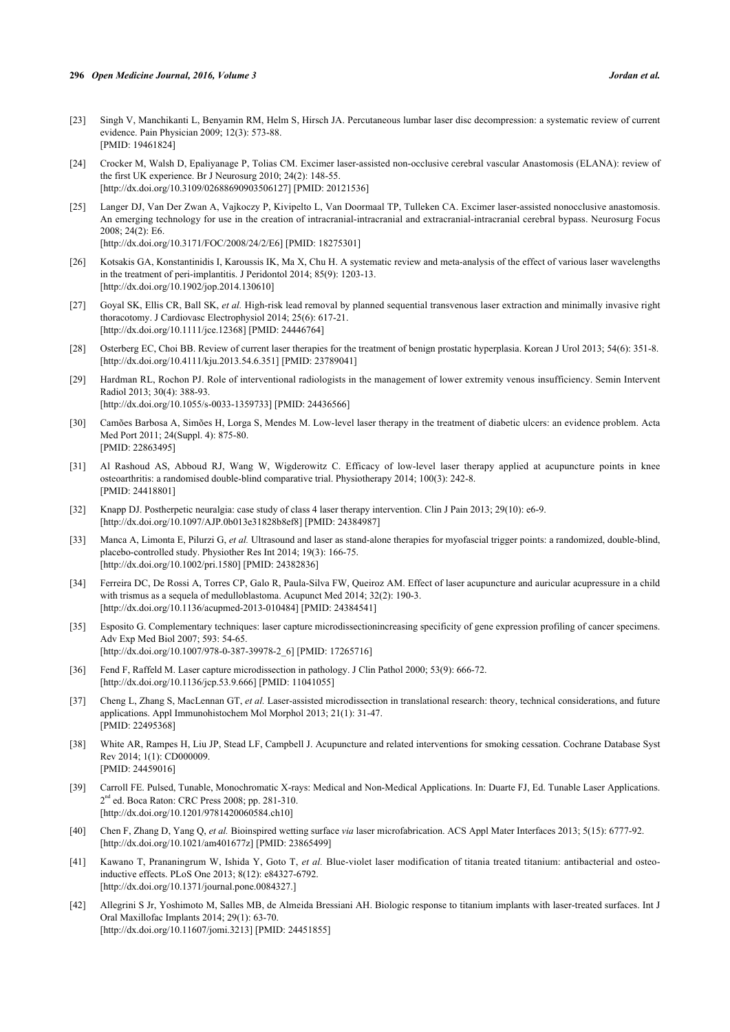[23] Singh V, Manchikanti L, Benyamin RM, Helm S, Hirsch JA. Percutaneous lumbar laser disc decompression: a systematic review of current evidence. Pain Physician 2009; 12(3): 573-88.
[PMID: 19461824]

[24] Crocker M, Walsh D, Epaliyanage P, Tolias CM. Excimer laser-assisted non-occlusive cerebral vascular Anastomosis (ELANA): review of the first UK experience. Br J Neurosurg 2010; 24(2): 148-55.
[http://dx.doi.org/10.3109/02688690903506127] [PMID: 20121536]

[25] Langer DJ, Van Der Zwan A, Vajkoczy P, Kivipelto L, Van Doormaal TP, Tulleken CA. Excimer laser-assisted nonocclusive anastomosis. An emerging technology for use in the creation of intracranial-intracranial and extracranial-intracranial cerebral bypass. Neurosurg Focus 2008; 24(2): E6.
[http://dx.doi.org/10.3171/FOC/2008/24/2/E6] [PMID: 18275301]

[26] Kotsakis GA, Konstantinidis I, Karoussis IK, Ma X, Chu H. A systematic review and meta-analysis of the effect of various laser wavelengths in the treatment of peri-implantitis. J Peridontol 2014; 85(9): 1203-13.
[http://dx.doi.org/10.1902/jop.2014.130610]

[27] Goyal SK, Ellis CR, Ball SK, *et al.* High-risk lead removal by planned sequential transvenous laser extraction and minimally invasive right thoracotomy. J Cardiovasc Electrophysiol 2014; 25(6): 617-21.
[http://dx.doi.org/10.1111/jce.12368] [PMID: 24446764]

[28] Osterberg EC, Choi BB. Review of current laser therapies for the treatment of benign prostatic hyperplasia. Korean J Urol 2013; 54(6): 351-8.
[http://dx.doi.org/10.4111/kju.2013.54.6.351] [PMID: 23789041]

[29] Hardman RL, Rochon PJ. Role of interventional radiologists in the management of lower extremity venous insufficiency. Semin Intervent Radiol 2013; 30(4): 388-93.
[http://dx.doi.org/10.1055/s-0033-1359733] [PMID: 24436566]

[30] Camões Barbosa A, Simões H, Lorga S, Mendes M. Low-level laser therapy in the treatment of diabetic ulcers: an evidence problem. Acta Med Port 2011; 24(Suppl. 4): 875-80.
[PMID: 22863495]

[31] Al Rashoud AS, Abboud RJ, Wang W, Wigderowitz C. Efficacy of low-level laser therapy applied at acupuncture points in knee osteoarthritis: a randomised double-blind comparative trial. Physiotherapy 2014; 100(3): 242-8.
[PMID: 24418801]

[32] Knapp DJ. Postherpetic neuralgia: case study of class 4 laser therapy intervention. Clin J Pain 2013; 29(10): e6-9.
[http://dx.doi.org/10.1097/AJP.0b013e31828b8ef8] [PMID: 24384987]

[33] Manca A, Limonta E, Pilurzi G, *et al.* Ultrasound and laser as stand-alone therapies for myofascial trigger points: a randomized, double-blind, placebo-controlled study. Physiother Res Int 2014; 19(3): 166-75.
[http://dx.doi.org/10.1002/pri.1580] [PMID: 24382836]

[34] Ferreira DC, De Rossi A, Torres CP, Galo R, Paula-Silva FW, Queiroz AM. Effect of laser acupuncture and auricular acupressure in a child with trismus as a sequela of medulloblastoma. Acupunct Med 2014; 32(2): 190-3.
[http://dx.doi.org/10.1136/acupmed-2013-010484] [PMID: 24384541]

[35] Esposito G. Complementary techniques: laser capture microdissectionincreasing specificity of gene expression profiling of cancer specimens. Adv Exp Med Biol 2007; 593: 54-65.
[http://dx.doi.org/10.1007/978-0-387-39978-2_6] [PMID: 17265716]

[36] Fend F, Raffeld M. Laser capture microdissection in pathology. J Clin Pathol 2000; 53(9): 666-72.
[http://dx.doi.org/10.1136/jcp.53.9.666] [PMID: 11041055]

[37] Cheng L, Zhang S, MacLennan GT, *et al.* Laser-assisted microdissection in translational research: theory, technical considerations, and future applications. Appl Immunohistochem Mol Morphol 2013; 21(1): 31-47.
[PMID: 22495368]

[38] White AR, Rampes H, Liu JP, Stead LF, Campbell J. Acupuncture and related interventions for smoking cessation. Cochrane Database Syst Rev 2014; 1(1): CD000009.
[PMID: 24459016]

[39] Carroll FE. Pulsed, Tunable, Monochromatic X-rays: Medical and Non-Medical Applications. In: Duarte FJ, Ed. Tunable Laser Applications. 2nd ed. Boca Raton: CRC Press 2008; pp. 281-310.
[http://dx.doi.org/10.1201/9781420060584.ch10]

[40] Chen F, Zhang D, Yang Q, *et al.* Bioinspired wetting surface *via* laser microfabrication. ACS Appl Mater Interfaces 2013; 5(15): 6777-92.
[http://dx.doi.org/10.1021/am401677z] [PMID: 23865499]

[41] Kawano T, Prananingrum W, Ishida Y, Goto T, *et al.* Blue-violet laser modification of titania treated titanium: antibacterial and osteo-inductive effects. PLoS One 2013; 8(12): e84327-6792.
[http://dx.doi.org/10.1371/journal.pone.0084327.]

[42] Allegrini S Jr, Yoshimoto M, Salles MB, de Almeida Bressiani AH. Biologic response to titanium implants with laser-treated surfaces. Int J Oral Maxillofac Implants 2014; 29(1): 63-70.
[http://dx.doi.org/10.11607/jomi.3213] [PMID: 24451855]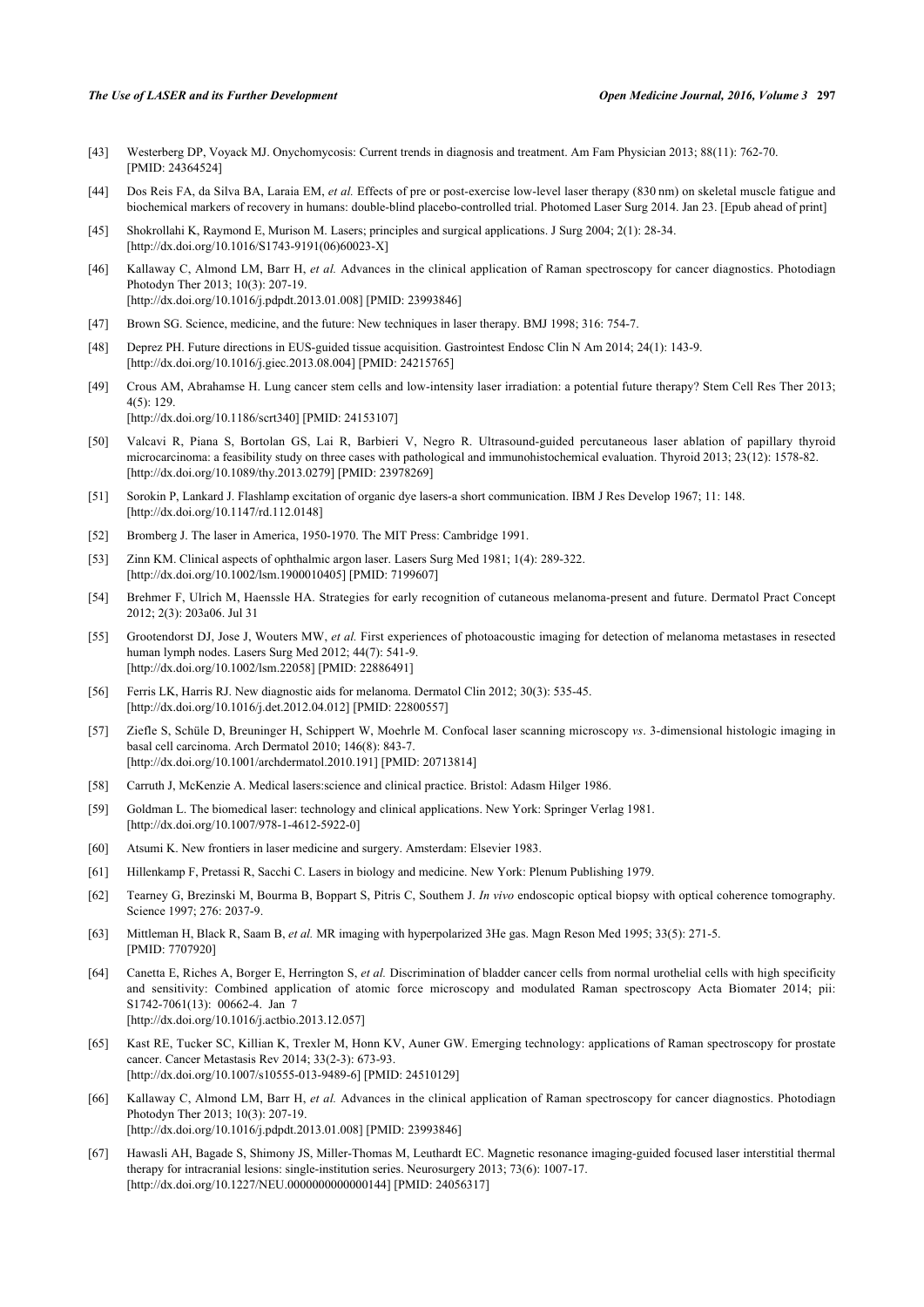[43] Westerberg DP, Voyack MJ. Onychomycosis: Current trends in diagnosis and treatment. Am Fam Physician 2013; 88(11): 762-70. [PMID: 24364524]

[44] Dos Reis FA, da Silva BA, Laraia EM, *et al.* Effects of pre or post-exercise low-level laser therapy (830 nm) on skeletal muscle fatigue and biochemical markers of recovery in humans: double-blind placebo-controlled trial. Photomed Laser Surg 2014. Jan 23. [Epub ahead of print]

[45] Shokrollahi K, Raymond E, Murison M. Lasers; principles and surgical applications. J Surg 2004; 2(1): 28-34. [http://dx.doi.org/10.1016/S1743-9191(06)60023-X]

[46] Kallaway C, Almond LM, Barr H, *et al.* Advances in the clinical application of Raman spectroscopy for cancer diagnostics. Photodiagn Photodyn Ther 2013; 10(3): 207-19. [http://dx.doi.org/10.1016/j.pdpdt.2013.01.008] [PMID: 23993846]

[47] Brown SG. Science, medicine, and the future: New techniques in laser therapy. BMJ 1998; 316: 754-7.

[48] Deprez PH. Future directions in EUS-guided tissue acquisition. Gastrointest Endosc Clin N Am 2014; 24(1): 143-9. [http://dx.doi.org/10.1016/j.giec.2013.08.004] [PMID: 24215765]

[49] Crous AM, Abrahamse H. Lung cancer stem cells and low-intensity laser irradiation: a potential future therapy? Stem Cell Res Ther 2013; 4(5): 129. [http://dx.doi.org/10.1186/scrt340] [PMID: 24153107]

[50] Valcavi R, Piana S, Bortolan GS, Lai R, Barbieri V, Negro R. Ultrasound-guided percutaneous laser ablation of papillary thyroid microcarcinoma: a feasibility study on three cases with pathological and immunohistochemical evaluation. Thyroid 2013; 23(12): 1578-82. [http://dx.doi.org/10.1089/thy.2013.0279] [PMID: 23978269]

[51] Sorokin P, Lankard J. Flashlamp excitation of organic dye lasers-a short communication. IBM J Res Develop 1967; 11: 148. [http://dx.doi.org/10.1147/rd.112.0148]

[52] Bromberg J. The laser in America, 1950-1970. The MIT Press: Cambridge 1991.

[53] Zinn KM. Clinical aspects of ophthalmic argon laser. Lasers Surg Med 1981; 1(4): 289-322. [http://dx.doi.org/10.1002/lsm.1900010405] [PMID: 7199607]

[54] Brehmer F, Ulrich M, Haenssle HA. Strategies for early recognition of cutaneous melanoma-present and future. Dermatol Pract Concept 2012; 2(3): 203a06. Jul 31

[55] Grootendorst DJ, Jose J, Wouters MW, *et al.* First experiences of photoacoustic imaging for detection of melanoma metastases in resected human lymph nodes. Lasers Surg Med 2012; 44(7): 541-9. [http://dx.doi.org/10.1002/lsm.22058] [PMID: 22886491]

[56] Ferris LK, Harris RJ. New diagnostic aids for melanoma. Dermatol Clin 2012; 30(3): 535-45. [http://dx.doi.org/10.1016/j.det.2012.04.012] [PMID: 22800557]

[57] Ziefle S, Schüle D, Breuninger H, Schippert W, Moehrle M. Confocal laser scanning microscopy *vs*. 3-dimensional histologic imaging in basal cell carcinoma. Arch Dermatol 2010; 146(8): 843-7. [http://dx.doi.org/10.1001/archdermatol.2010.191] [PMID: 20713814]

[58] Carruth J, McKenzie A. Medical lasers:science and clinical practice. Bristol: Adasm Hilger 1986.

[59] Goldman L. The biomedical laser: technology and clinical applications. New York: Springer Verlag 1981. [http://dx.doi.org/10.1007/978-1-4612-5922-0]

[60] Atsumi K. New frontiers in laser medicine and surgery. Amsterdam: Elsevier 1983.

[61] Hillenkamp F, Pretassi R, Sacchi C. Lasers in biology and medicine. New York: Plenum Publishing 1979.

[62] Tearney G, Brezinski M, Bourma B, Boppart S, Pitris C, Southem J. *In vivo* endoscopic optical biopsy with optical coherence tomography. Science 1997; 276: 2037-9.

[63] Mittleman H, Black R, Saam B, *et al.* MR imaging with hyperpolarized 3He gas. Magn Reson Med 1995; 33(5): 271-5. [PMID: 7707920]

[64] Canetta E, Riches A, Borger E, Herrington S, *et al.* Discrimination of bladder cancer cells from normal urothelial cells with high specificity and sensitivity: Combined application of atomic force microscopy and modulated Raman spectroscopy Acta Biomater 2014; pii: S1742-7061(13): 00662-4. Jan 7 [http://dx.doi.org/10.1016/j.actbio.2013.12.057]

[65] Kast RE, Tucker SC, Killian K, Trexler M, Honn KV, Auner GW. Emerging technology: applications of Raman spectroscopy for prostate cancer. Cancer Metastasis Rev 2014; 33(2-3): 673-93. [http://dx.doi.org/10.1007/s10555-013-9489-6] [PMID: 24510129]

[66] Kallaway C, Almond LM, Barr H, *et al.* Advances in the clinical application of Raman spectroscopy for cancer diagnostics. Photodiagn Photodyn Ther 2013; 10(3): 207-19. [http://dx.doi.org/10.1016/j.pdpdt.2013.01.008] [PMID: 23993846]

[67] Hawasli AH, Bagade S, Shimony JS, Miller-Thomas M, Leuthardt EC. Magnetic resonance imaging-guided focused laser interstitial thermal therapy for intracranial lesions: single-institution series. Neurosurgery 2013; 73(6): 1007-17. [http://dx.doi.org/10.1227/NEU.0000000000000144] [PMID: 24056317]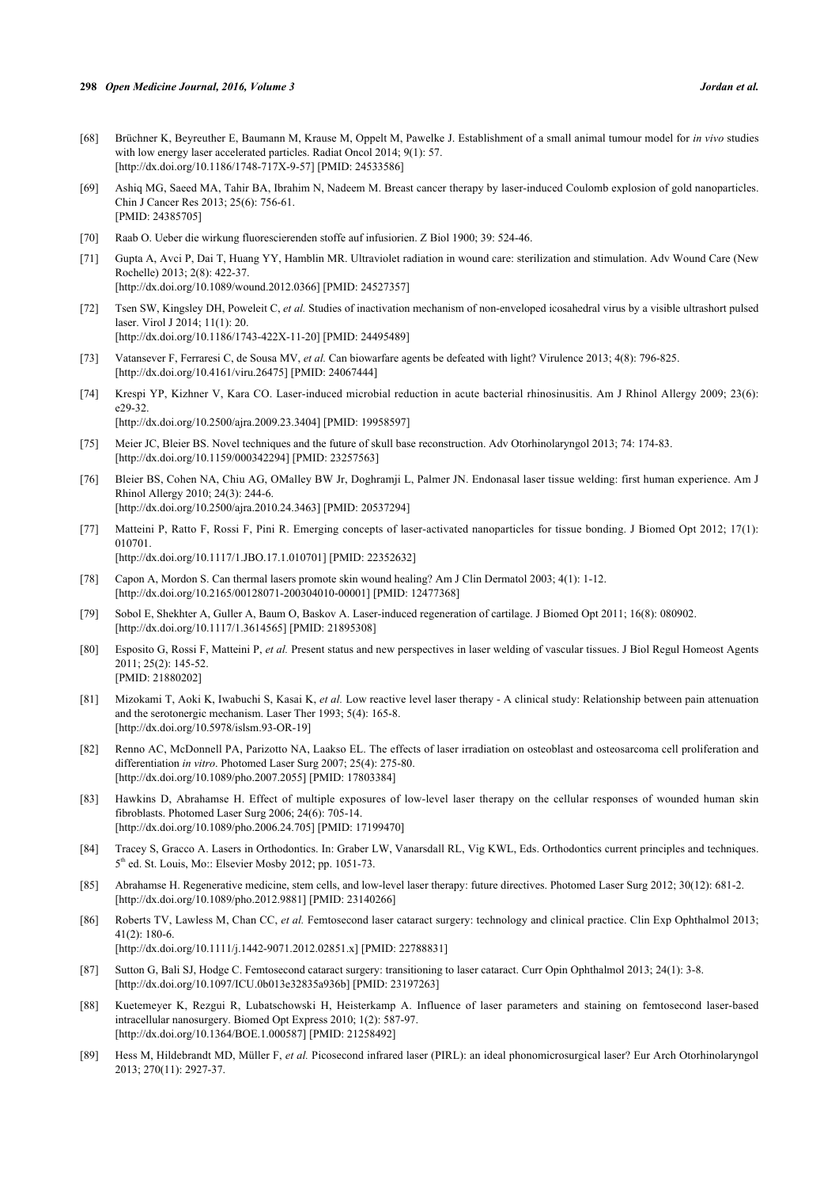[68] Brüchner K, Beyreuther E, Baumann M, Krause M, Oppelt M, Pawelke J. Establishment of a small animal tumour model for *in vivo* studies with low energy laser accelerated particles. Radiat Oncol 2014; 9(1): 57. [http://dx.doi.org/10.1186/1748-717X-9-57] [PMID: 24533586]

[69] Ashiq MG, Saeed MA, Tahir BA, Ibrahim N, Nadeem M. Breast cancer therapy by laser-induced Coulomb explosion of gold nanoparticles. Chin J Cancer Res 2013; 25(6): 756-61. [PMID: 24385705]

[70] Raab O. Ueber die wirkung fluorescierenden stoffe auf infusiorien. Z Biol 1900; 39: 524-46.

[71] Gupta A, Avci P, Dai T, Huang YY, Hamblin MR. Ultraviolet radiation in wound care: sterilization and stimulation. Adv Wound Care (New Rochelle) 2013; 2(8): 422-37. [http://dx.doi.org/10.1089/wound.2012.0366] [PMID: 24527357]

[72] Tsen SW, Kingsley DH, Poweleit C, *et al.* Studies of inactivation mechanism of non-enveloped icosahedral virus by a visible ultrashort pulsed laser. Virol J 2014; 11(1): 20. [http://dx.doi.org/10.1186/1743-422X-11-20] [PMID: 24495489]

[73] Vatansever F, Ferraresi C, de Sousa MV, *et al.* Can biowarfare agents be defeated with light? Virulence 2013; 4(8): 796-825. [http://dx.doi.org/10.4161/viru.26475] [PMID: 24067444]

[74] Krespi YP, Kizhner V, Kara CO. Laser-induced microbial reduction in acute bacterial rhinosinusitis. Am J Rhinol Allergy 2009; 23(6): e29-32. [http://dx.doi.org/10.2500/ajra.2009.23.3404] [PMID: 19958597]

[75] Meier JC, Bleier BS. Novel techniques and the future of skull base reconstruction. Adv Otorhinolaryngol 2013; 74: 174-83. [http://dx.doi.org/10.1159/000342294] [PMID: 23257563]

[76] Bleier BS, Cohen NA, Chiu AG, OMalley BW Jr, Doghramji L, Palmer JN. Endonasal laser tissue welding: first human experience. Am J Rhinol Allergy 2010; 24(3): 244-6. [http://dx.doi.org/10.2500/ajra.2010.24.3463] [PMID: 20537294]

[77] Matteini P, Ratto F, Rossi F, Pini R. Emerging concepts of laser-activated nanoparticles for tissue bonding. J Biomed Opt 2012; 17(1): 010701. [http://dx.doi.org/10.1117/1.JBO.17.1.010701] [PMID: 22352632]

[78] Capon A, Mordon S. Can thermal lasers promote skin wound healing? Am J Clin Dermatol 2003; 4(1): 1-12. [http://dx.doi.org/10.2165/00128071-200304010-00001] [PMID: 12477368]

[79] Sobol E, Shekhter A, Guller A, Baum O, Baskov A. Laser-induced regeneration of cartilage. J Biomed Opt 2011; 16(8): 080902. [http://dx.doi.org/10.1117/1.3614565] [PMID: 21895308]

[80] Esposito G, Rossi F, Matteini P, *et al.* Present status and new perspectives in laser welding of vascular tissues. J Biol Regul Homeost Agents 2011; 25(2): 145-52. [PMID: 21880202]

[81] Mizokami T, Aoki K, Iwabuchi S, Kasai K, *et al.* Low reactive level laser therapy - A clinical study: Relationship between pain attenuation and the serotonergic mechanism. Laser Ther 1993; 5(4): 165-8. [http://dx.doi.org/10.5978/islsm.93-OR-19]

[82] Renno AC, McDonnell PA, Parizotto NA, Laakso EL. The effects of laser irradiation on osteoblast and osteosarcoma cell proliferation and differentiation *in vitro*. Photomed Laser Surg 2007; 25(4): 275-80. [http://dx.doi.org/10.1089/pho.2007.2055] [PMID: 17803384]

[83] Hawkins D, Abrahamse H. Effect of multiple exposures of low-level laser therapy on the cellular responses of wounded human skin fibroblasts. Photomed Laser Surg 2006; 24(6): 705-14. [http://dx.doi.org/10.1089/pho.2006.24.705] [PMID: 17199470]

[84] Tracey S, Gracco A. Lasers in Orthodontics. In: Graber LW, Vanarsdall RL, Vig KWL, Eds. Orthodontics current principles and techniques. 5th ed. St. Louis, Mo:: Elsevier Mosby 2012; pp. 1051-73.

[85] Abrahamse H. Regenerative medicine, stem cells, and low-level laser therapy: future directives. Photomed Laser Surg 2012; 30(12): 681-2. [http://dx.doi.org/10.1089/pho.2012.9881] [PMID: 23140266]

[86] Roberts TV, Lawless M, Chan CC, *et al.* Femtosecond laser cataract surgery: technology and clinical practice. Clin Exp Ophthalmol 2013; 41(2): 180-6. [http://dx.doi.org/10.1111/j.1442-9071.2012.02851.x] [PMID: 22788831]

[87] Sutton G, Bali SJ, Hodge C. Femtosecond cataract surgery: transitioning to laser cataract. Curr Opin Ophthalmol 2013; 24(1): 3-8. [http://dx.doi.org/10.1097/ICU.0b013e32835a936b] [PMID: 23197263]

[88] Kuetemeyer K, Rezgui R, Lubatschowski H, Heisterkamp A. Influence of laser parameters and staining on femtosecond laser-based intracellular nanosurgery. Biomed Opt Express 2010; 1(2): 587-97. [http://dx.doi.org/10.1364/BOE.1.000587] [PMID: 21258492]

[89] Hess M, Hildebrandt MD, Müller F, *et al.* Picosecond infrared laser (PIRL): an ideal phonomicrosurgical laser? Eur Arch Otorhinolaryngol 2013; 270(11): 2927-37.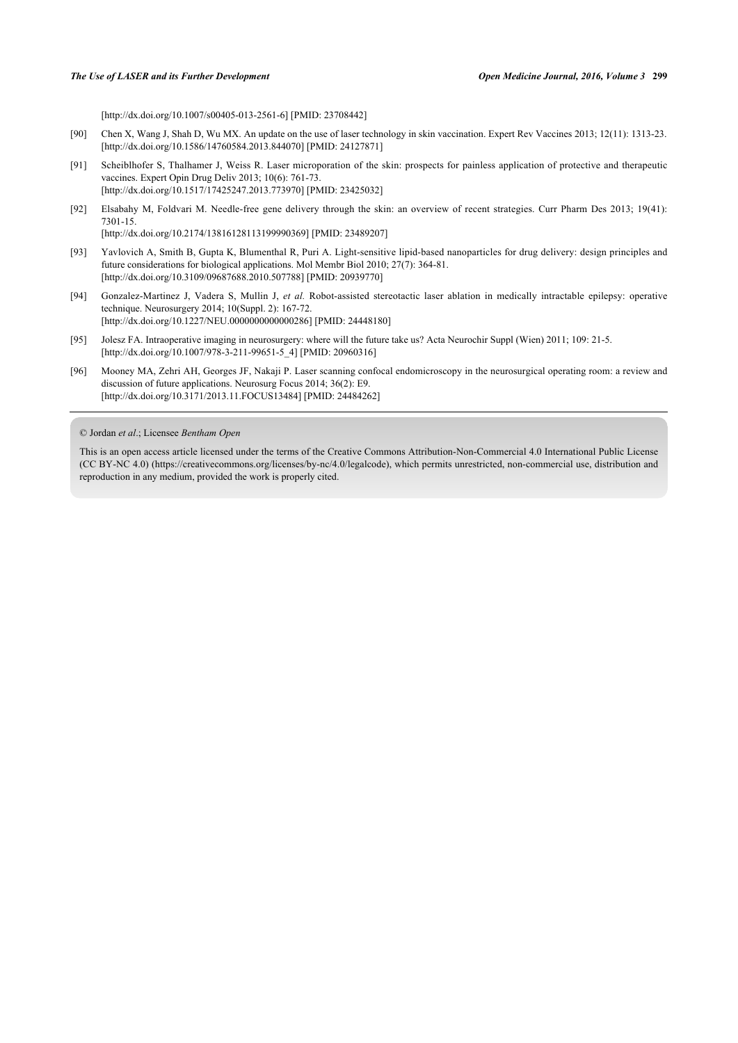[http://dx.doi.org/10.1007/s00405-013-2561-6] [PMID: 23708442]

[90] Chen X, Wang J, Shah D, Wu MX. An update on the use of laser technology in skin vaccination. Expert Rev Vaccines 2013; 12(11): 1313-23. [http://dx.doi.org/10.1586/14760584.2013.844070] [PMID: 24127871]

[91] Scheiblhofer S, Thalhamer J, Weiss R. Laser microporation of the skin: prospects for painless application of protective and therapeutic vaccines. Expert Opin Drug Deliv 2013; 10(6): 761-73. [http://dx.doi.org/10.1517/17425247.2013.773970] [PMID: 23425032]

[92] Elsabahy M, Foldvari M. Needle-free gene delivery through the skin: an overview of recent strategies. Curr Pharm Des 2013; 19(41): 7301-15. [http://dx.doi.org/10.2174/13816128113199990369] [PMID: 23489207]

[93] Yavlovich A, Smith B, Gupta K, Blumenthal R, Puri A. Light-sensitive lipid-based nanoparticles for drug delivery: design principles and future considerations for biological applications. Mol Membr Biol 2010; 27(7): 364-81. [http://dx.doi.org/10.3109/09687688.2010.507788] [PMID: 20939770]

[94] Gonzalez-Martinez J, Vadera S, Mullin J, *et al.* Robot-assisted stereotactic laser ablation in medically intractable epilepsy: operative technique. Neurosurgery 2014; 10(Suppl. 2): 167-72. [http://dx.doi.org/10.1227/NEU.0000000000000286] [PMID: 24448180]

[95] Jolesz FA. Intraoperative imaging in neurosurgery: where will the future take us? Acta Neurochir Suppl (Wien) 2011; 109: 21-5. [http://dx.doi.org/10.1007/978-3-211-99651-5_4] [PMID: 20960316]

[96] Mooney MA, Zehri AH, Georges JF, Nakaji P. Laser scanning confocal endomicroscopy in the neurosurgical operating room: a review and discussion of future applications. Neurosurg Focus 2014; 36(2): E9. [http://dx.doi.org/10.3171/2013.11.FOCUS13484] [PMID: 24484262]

---

© Jordan *et al*.; Licensee *Bentham Open*

This is an open access article licensed under the terms of the Creative Commons Attribution-Non-Commercial 4.0 International Public License (CC BY-NC 4.0) (https://creativecommons.org/licenses/by-nc/4.0/legalcode), which permits unrestricted, non-commercial use, distribution and reproduction in any medium, provided the work is properly cited.